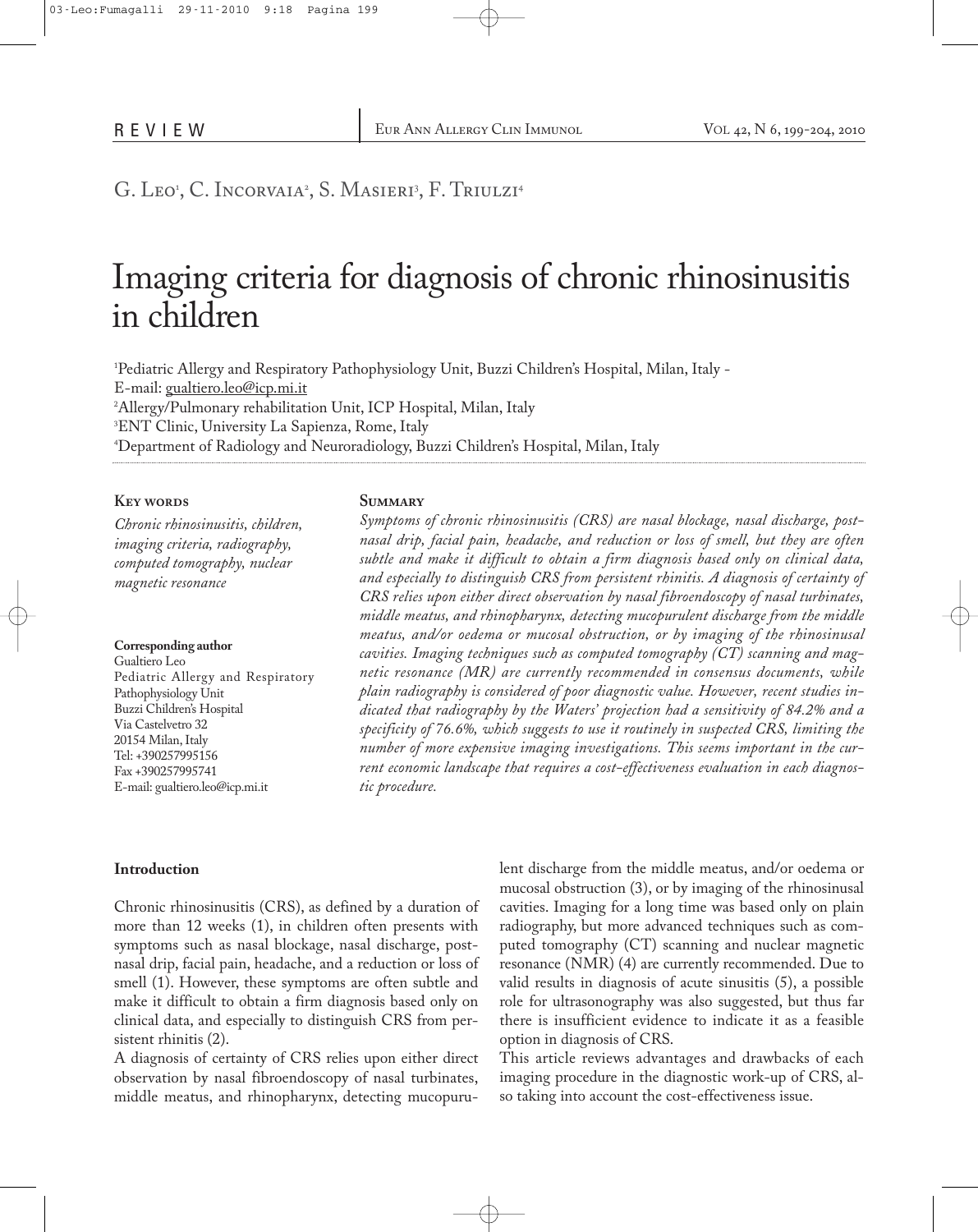REVIEW

G. Leo[1], C. Incorvaia[2], S. Masieri[3], F. Triulzi[4]

# Imaging criteria for diagnosis of chronic rhinosinusitis in children

[1]Pediatric Allergy and Respiratory Pathophysiology Unit, Buzzi Children's Hospital, Milan, Italy - E-mail: gualtiero.leo@icp.mi.it
[2]Allergy/Pulmonary rehabilitation Unit, ICP Hospital, Milan, Italy
[3]ENT Clinic, University La Sapienza, Rome, Italy
[4]Department of Radiology and Neuroradiology, Buzzi Children's Hospital, Milan, Italy

**Key words**

*Chronic rhinosinusitis, children, imaging criteria, radiography, computed tomography, nuclear magnetic resonance*

**Corresponding author**
Gualtiero Leo
Pediatric Allergy and Respiratory Pathophysiology Unit
Buzzi Children's Hospital
Via Castelvetro 32
20154 Milan, Italy
Tel: +390257995156
Fax +390257995741
E-mail: gualtiero.leo@icp.mi.it

**Summary**

*Symptoms of chronic rhinosinusitis (CRS) are nasal blockage, nasal discharge, post-nasal drip, facial pain, headache, and reduction or loss of smell, but they are often subtle and make it difficult to obtain a firm diagnosis based only on clinical data, and especially to distinguish CRS from persistent rhinitis. A diagnosis of certainty of CRS relies upon either direct observation by nasal fibroendoscopy of nasal turbinates, middle meatus, and rhinopharynx, detecting mucopurulent discharge from the middle meatus, and/or oedema or mucosal obstruction, or by imaging of the rhinosinusal cavities. Imaging techniques such as computed tomography (CT) scanning and magnetic resonance (MR) are currently recommended in consensus documents, while plain radiography is considered of poor diagnostic value. However, recent studies indicated that radiography by the Waters' projection had a sensitivity of 84.2% and a specificity of 76.6%, which suggests to use it routinely in suspected CRS, limiting the number of more expensive imaging investigations. This seems important in the current economic landscape that requires a cost-effectiveness evaluation in each diagnostic procedure.*

## Introduction

Chronic rhinosinusitis (CRS), as defined by a duration of more than 12 weeks (1), in children often presents with symptoms such as nasal blockage, nasal discharge, post-nasal drip, facial pain, headache, and a reduction or loss of smell (1). However, these symptoms are often subtle and make it difficult to obtain a firm diagnosis based only on clinical data, and especially to distinguish CRS from persistent rhinitis (2).

A diagnosis of certainty of CRS relies upon either direct observation by nasal fibroendoscopy of nasal turbinates, middle meatus, and rhinopharynx, detecting mucopurulent discharge from the middle meatus, and/or oedema or mucosal obstruction (3), or by imaging of the rhinosinusal cavities. Imaging for a long time was based only on plain radiography, but more advanced techniques such as computed tomography (CT) scanning and nuclear magnetic resonance (NMR) (4) are currently recommended. Due to valid results in diagnosis of acute sinusitis (5), a possible role for ultrasonography was also suggested, but thus far there is insufficient evidence to indicate it as a feasible option in diagnosis of CRS.

This article reviews advantages and drawbacks of each imaging procedure in the diagnostic work-up of CRS, also taking into account the cost-effectiveness issue.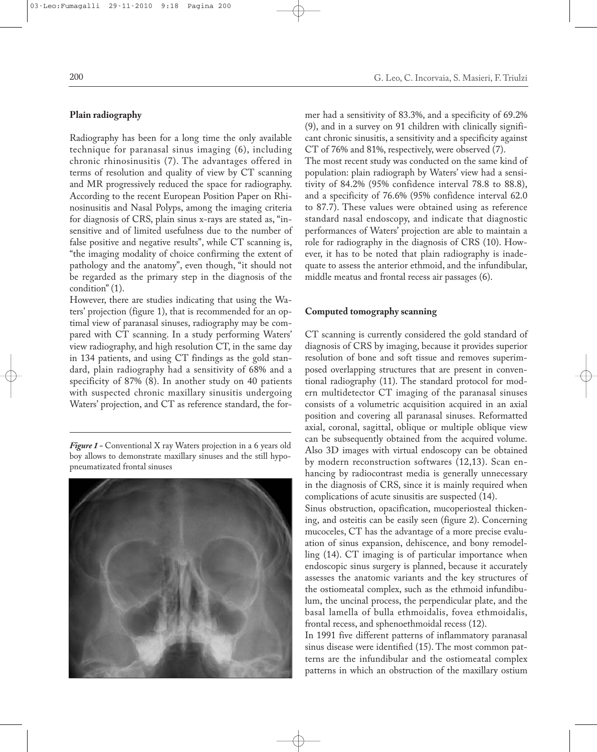## Plain radiography

Radiography has been for a long time the only available technique for paranasal sinus imaging (6), including chronic rhinosinusitis (7). The advantages offered in terms of resolution and quality of view by CT scanning and MR progressively reduced the space for radiography. According to the recent European Position Paper on Rhinosinusitis and Nasal Polyps, among the imaging criteria for diagnosis of CRS, plain sinus x-rays are stated as, "insensitive and of limited usefulness due to the number of false positive and negative results", while CT scanning is, "the imaging modality of choice confirming the extent of pathology and the anatomy", even though, "it should not be regarded as the primary step in the diagnosis of the condition" (1).

However, there are studies indicating that using the Waters' projection (figure 1), that is recommended for an optimal view of paranasal sinuses, radiography may be compared with CT scanning. In a study performing Waters' view radiography, and high resolution CT, in the same day in 134 patients, and using CT findings as the gold standard, plain radiography had a sensitivity of 68% and a specificity of 87% (8). In another study on 40 patients with suspected chronic maxillary sinusitis undergoing Waters' projection, and CT as reference standard, the former had a sensitivity of 83.3%, and a specificity of 69.2% (9), and in a survey on 91 children with clinically significant chronic sinusitis, a sensitivity and a specificity against CT of 76% and 81%, respectively, were observed (7).

*Figure 1* - Conventional X ray Waters projection in a 6 years old boy allows to demonstrate maxillary sinuses and the still hypopneumatizated frontal sinuses

The most recent study was conducted on the same kind of population: plain radiograph by Waters' view had a sensitivity of 84.2% (95% confidence interval 78.8 to 88.8), and a specificity of 76.6% (95% confidence interval 62.0 to 87.7). These values were obtained using as reference standard nasal endoscopy, and indicate that diagnostic performances of Waters' projection are able to maintain a role for radiography in the diagnosis of CRS (10). However, it has to be noted that plain radiography is inadequate to assess the anterior ethmoid, and the infundibular, middle meatus and frontal recess air passages (6).

## Computed tomography scanning

CT scanning is currently considered the gold standard of diagnosis of CRS by imaging, because it provides superior resolution of bone and soft tissue and removes superimposed overlapping structures that are present in conventional radiography (11). The standard protocol for modern multidetector CT imaging of the paranasal sinuses consists of a volumetric acquisition acquired in an axial position and covering all paranasal sinuses. Reformatted axial, coronal, sagittal, oblique or multiple oblique view can be subsequently obtained from the acquired volume. Also 3D images with virtual endoscopy can be obtained by modern reconstruction softwares (12,13). Scan enhancing by radiocontrast media is generally unnecessary in the diagnosis of CRS, since it is mainly required when complications of acute sinusitis are suspected (14).

Sinus obstruction, opacification, mucoperiosteal thickening, and osteitis can be easily seen (figure 2). Concerning mucoceles, CT has the advantage of a more precise evaluation of sinus expansion, dehiscence, and bony remodelling (14). CT imaging is of particular importance when endoscopic sinus surgery is planned, because it accurately assesses the anatomic variants and the key structures of the ostiomeatal complex, such as the ethmoid infundibulum, the uncinal process, the perpendicular plate, and the basal lamella of bulla ethmoidalis, fovea ethmoidalis, frontal recess, and sphenoethmoidal recess (12).

In 1991 five different patterns of inflammatory paranasal sinus disease were identified (15). The most common patterns are the infundibular and the ostiomeatal complex patterns in which an obstruction of the maxillary ostium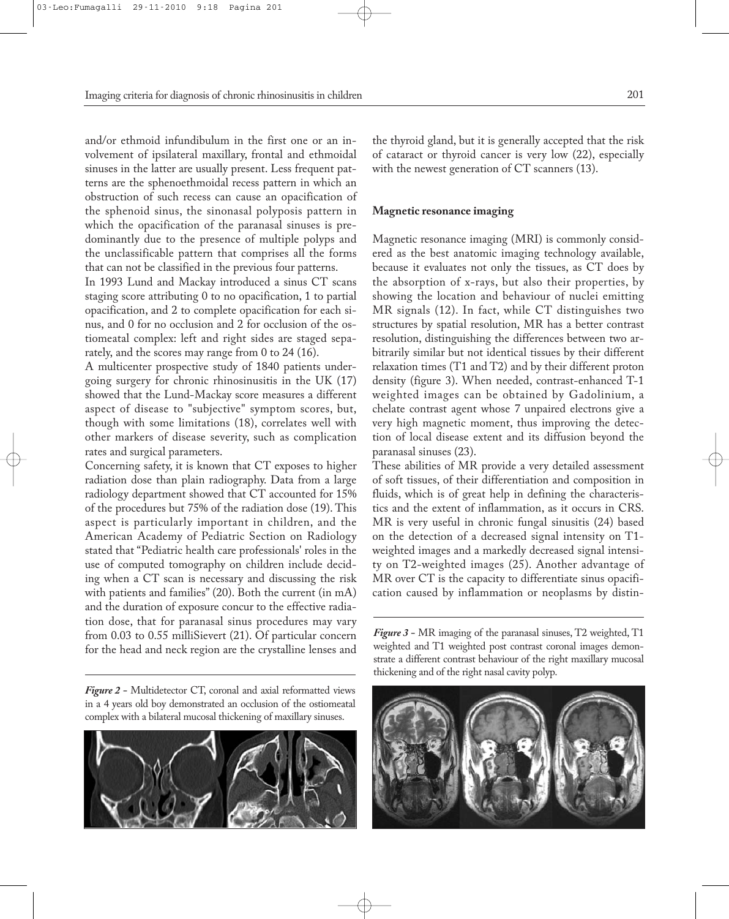and/or ethmoid infundibulum in the first one or an involvement of ipsilateral maxillary, frontal and ethmoidal sinuses in the latter are usually present. Less frequent patterns are the sphenoethmoidal recess pattern in which an obstruction of such recess can cause an opacification of the sphenoid sinus, the sinonasal polyposis pattern in which the opacification of the paranasal sinuses is predominantly due to the presence of multiple polyps and the unclassificable pattern that comprises all the forms that can not be classified in the previous four patterns.

In 1993 Lund and Mackay introduced a sinus CT scans staging score attributing 0 to no opacification, 1 to partial opacification, and 2 to complete opacification for each sinus, and 0 for no occlusion and 2 for occlusion of the ostiomeatal complex: left and right sides are staged separately, and the scores may range from 0 to 24 (16).

A multicenter prospective study of 1840 patients undergoing surgery for chronic rhinosinusitis in the UK (17) showed that the Lund-Mackay score measures a different aspect of disease to "subjective" symptom scores, but, though with some limitations (18), correlates well with other markers of disease severity, such as complication rates and surgical parameters.

Concerning safety, it is known that CT exposes to higher radiation dose than plain radiography. Data from a large radiology department showed that CT accounted for 15% of the procedures but 75% of the radiation dose (19). This aspect is particularly important in children, and the American Academy of Pediatric Section on Radiology stated that "Pediatric health care professionals' roles in the use of computed tomography on children include deciding when a CT scan is necessary and discussing the risk with patients and families" (20). Both the current (in mA) and the duration of exposure concur to the effective radiation dose, that for paranasal sinus procedures may vary from 0.03 to 0.55 milliSievert (21). Of particular concern for the head and neck region are the crystalline lenses and the thyroid gland, but it is generally accepted that the risk of cataract or thyroid cancer is very low (22), especially with the newest generation of CT scanners (13).

*Figure 2* - Multidetector CT, coronal and axial reformatted views in a 4 years old boy demonstrated an occlusion of the ostiomeatal complex with a bilateral mucosal thickening of maxillary sinuses.

## Magnetic resonance imaging

Magnetic resonance imaging (MRI) is commonly considered as the best anatomic imaging technology available, because it evaluates not only the tissues, as CT does by the absorption of x-rays, but also their properties, by showing the location and behaviour of nuclei emitting MR signals (12). In fact, while CT distinguishes two structures by spatial resolution, MR has a better contrast resolution, distinguishing the differences between two arbitrarily similar but not identical tissues by their different relaxation times (T1 and T2) and by their different proton density (figure 3). When needed, contrast-enhanced T-1 weighted images can be obtained by Gadolinium, a chelate contrast agent whose 7 unpaired electrons give a very high magnetic moment, thus improving the detection of local disease extent and its diffusion beyond the paranasal sinuses (23).

These abilities of MR provide a very detailed assessment of soft tissues, of their differentiation and composition in fluids, which is of great help in defining the characteristics and the extent of inflammation, as it occurs in CRS. MR is very useful in chronic fungal sinusitis (24) based on the detection of a decreased signal intensity on T1-weighted images and a markedly decreased signal intensity on T2-weighted images (25). Another advantage of MR over CT is the capacity to differentiate sinus opacification caused by inflammation or neoplasms by distin-

*Figure 3* - MR imaging of the paranasal sinuses, T2 weighted, T1 weighted and T1 weighted post contrast coronal images demonstrate a different contrast behaviour of the right maxillary mucosal thickening and of the right nasal cavity polyp.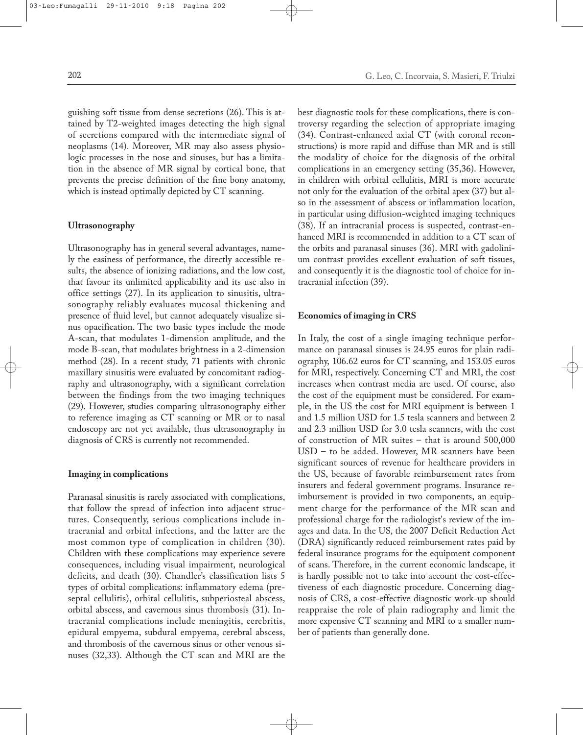guishing soft tissue from dense secretions (26). This is attained by T2-weighted images detecting the high signal of secretions compared with the intermediate signal of neoplasms (14). Moreover, MR may also assess physiologic processes in the nose and sinuses, but has a limitation in the absence of MR signal by cortical bone, that prevents the precise definition of the fine bony anatomy, which is instead optimally depicted by CT scanning.

### Ultrasonography

Ultrasonography has in general several advantages, namely the easiness of performance, the directly accessible results, the absence of ionizing radiations, and the low cost, that favour its unlimited applicability and its use also in office settings (27). In its application to sinusitis, ultrasonography reliably evaluates mucosal thickening and presence of fluid level, but cannot adequately visualize sinus opacification. The two basic types include the mode A-scan, that modulates 1-dimension amplitude, and the mode B-scan, that modulates brightness in a 2-dimension method (28). In a recent study, 71 patients with chronic maxillary sinusitis were evaluated by concomitant radiography and ultrasonography, with a significant correlation between the findings from the two imaging techniques (29). However, studies comparing ultrasonography either to reference imaging as CT scanning or MR or to nasal endoscopy are not yet available, thus ultrasonography in diagnosis of CRS is currently not recommended.

### Imaging in complications

Paranasal sinusitis is rarely associated with complications, that follow the spread of infection into adjacent structures. Consequently, serious complications include intracranial and orbital infections, and the latter are the most common type of complication in children (30). Children with these complications may experience severe consequences, including visual impairment, neurological deficits, and death (30). Chandler's classification lists 5 types of orbital complications: inflammatory edema (preseptal cellulitis), orbital cellulitis, subperiosteal abscess, orbital abscess, and cavernous sinus thrombosis (31). Intracranial complications include meningitis, cerebritis, epidural empyema, subdural empyema, cerebral abscess, and thrombosis of the cavernous sinus or other venous sinuses (32,33). Although the CT scan and MRI are the best diagnostic tools for these complications, there is controversy regarding the selection of appropriate imaging (34). Contrast-enhanced axial CT (with coronal reconstructions) is more rapid and diffuse than MR and is still the modality of choice for the diagnosis of the orbital complications in an emergency setting (35,36). However, in children with orbital cellulitis, MRI is more accurate not only for the evaluation of the orbital apex (37) but also in the assessment of abscess or inflammation location, in particular using diffusion-weighted imaging techniques (38). If an intracranial process is suspected, contrast-enhanced MRI is recommended in addition to a CT scan of the orbits and paranasal sinuses (36). MRI with gadolinium contrast provides excellent evaluation of soft tissues, and consequently it is the diagnostic tool of choice for intracranial infection (39).

### Economics of imaging in CRS

In Italy, the cost of a single imaging technique performance on paranasal sinuses is 24.95 euros for plain radiography, 106.62 euros for CT scanning, and 153.05 euros for MRI, respectively. Concerning CT and MRI, the cost increases when contrast media are used. Of course, also the cost of the equipment must be considered. For example, in the US the cost for MRI equipment is between 1 and 1.5 million USD for 1.5 tesla scanners and between 2 and 2.3 million USD for 3.0 tesla scanners, with the cost of construction of MR suites – that is around 500,000 USD – to be added. However, MR scanners have been significant sources of revenue for healthcare providers in the US, because of favorable reimbursement rates from insurers and federal government programs. Insurance reimbursement is provided in two components, an equipment charge for the performance of the MR scan and professional charge for the radiologist's review of the images and data. In the US, the 2007 Deficit Reduction Act (DRA) significantly reduced reimbursement rates paid by federal insurance programs for the equipment component of scans. Therefore, in the current economic landscape, it is hardly possible not to take into account the cost-effectiveness of each diagnostic procedure. Concerning diagnosis of CRS, a cost-effective diagnostic work-up should reappraise the role of plain radiography and limit the more expensive CT scanning and MRI to a smaller number of patients than generally done.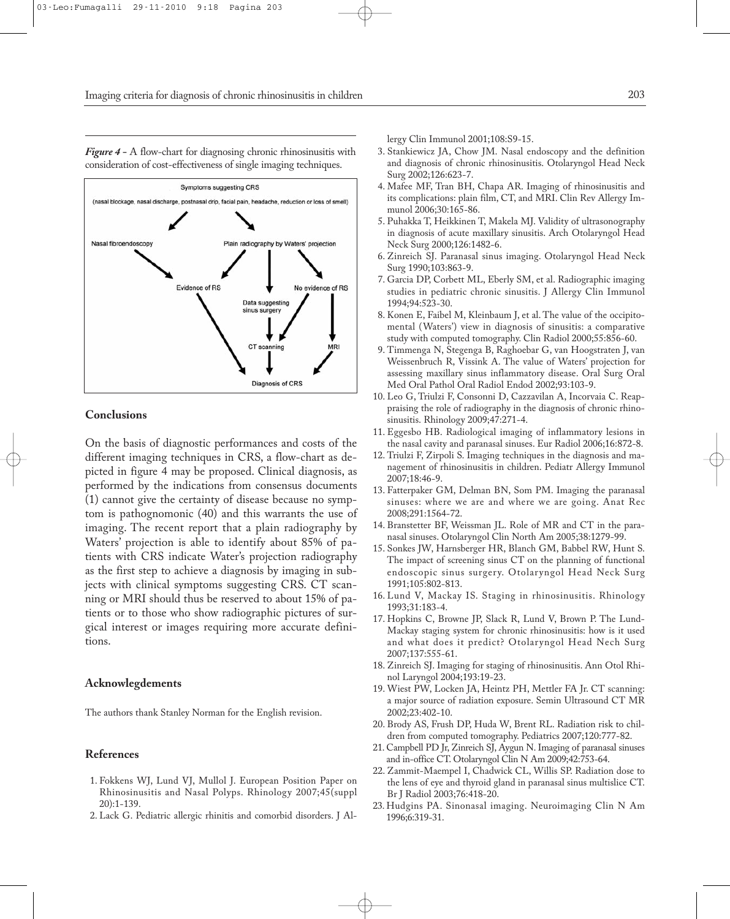*Figure 4* - A flow-chart for diagnosing chronic rhinosinusitis with consideration of cost-effectiveness of single imaging techniques.

Symptoms suggesting CRS

(nasal blockage, nasal discharge, postnasal drip, facial pain, headache, reduction or loss of smell)

Nasal fibroendoscopy

Plain radiography by Waters' projection

Evidence of RS

No evidence of RS

Data suggesting sinus surgery

CT scanning

MRI

Diagnosis of CRS

## Conclusions

On the basis of diagnostic performances and costs of the different imaging techniques in CRS, a flow-chart as depicted in figure 4 may be proposed. Clinical diagnosis, as performed by the indications from consensus documents (1) cannot give the certainty of disease because no symptom is pathognomonic (40) and this warrants the use of imaging. The recent report that a plain radiography by Waters' projection is able to identify about 85% of patients with CRS indicate Water's projection radiography as the first step to achieve a diagnosis by imaging in subjects with clinical symptoms suggesting CRS. CT scanning or MRI should thus be reserved to about 15% of patients or to those who show radiographic pictures of surgical interest or images requiring more accurate definitions.

## Acknowlegdements

The authors thank Stanley Norman for the English revision.

## References

1. Fokkens WJ, Lund VJ, Mullol J. European Position Paper on Rhinosinusitis and Nasal Polyps. Rhinology 2007;45(suppl 20):1-139.
2. Lack G. Pediatric allergic rhinitis and comorbid disorders. J Allergy Clin Immunol 2001;108:S9-15.
3. Stankiewicz JA, Chow JM. Nasal endoscopy and the definition and diagnosis of chronic rhinosinusitis. Otolaryngol Head Neck Surg 2002;126:623-7.
4. Mafee MF, Tran BH, Chapa AR. Imaging of rhinosinusitis and its complications: plain film, CT, and MRI. Clin Rev Allergy Immunol 2006;30:165-86.
5. Puhakka T, Heikkinen T, Makela MJ. Validity of ultrasonography in diagnosis of acute maxillary sinusitis. Arch Otolaryngol Head Neck Surg 2000;126:1482-6.
6. Zinreich SJ. Paranasal sinus imaging. Otolaryngol Head Neck Surg 1990;103:863-9.
7. Garcia DP, Corbett ML, Eberly SM, et al. Radiographic imaging studies in pediatric chronic sinusitis. J Allergy Clin Immunol 1994;94:523-30.
8. Konen E, Faibel M, Kleinbaum J, et al. The value of the occipitomental (Waters') view in diagnosis of sinusitis: a comparative study with computed tomography. Clin Radiol 2000;55:856-60.
9. Timmenga N, Stegenga B, Raghoebar G, van Hoogstraten J, van Weissenbruch R, Vissink A. The value of Waters' projection for assessing maxillary sinus inflammatory disease. Oral Surg Oral Med Oral Pathol Oral Radiol Endod 2002;93:103-9.
10. Leo G, Triulzi F, Consonni D, Cazzavilan A, Incorvaia C. Reappraising the role of radiography in the diagnosis of chronic rhinosinusitis. Rhinology 2009;47:271-4.
11. Eggesbo HB. Radiological imaging of inflammatory lesions in the nasal cavity and paranasal sinuses. Eur Radiol 2006;16:872-8.
12. Triulzi F, Zirpoli S. Imaging techniques in the diagnosis and management of rhinosinusitis in children. Pediatr Allergy Immunol 2007;18:46-9.
13. Fatterpaker GM, Delman BN, Som PM. Imaging the paranasal sinuses: where we are and where we are going. Anat Rec 2008;291:1564-72.
14. Branstetter BF, Weissman JL. Role of MR and CT in the paranasal sinuses. Otolaryngol Clin North Am 2005;38:1279-99.
15. Sonkes JW, Harnsberger HR, Blanch GM, Babbel RW, Hunt S. The impact of screening sinus CT on the planning of functional endoscopic sinus surgery. Otolaryngol Head Neck Surg 1991;105:802-813.
16. Lund V, Mackay IS. Staging in rhinosinusitis. Rhinology 1993;31:183-4.
17. Hopkins C, Browne JP, Slack R, Lund V, Brown P. The Lund-Mackay staging system for chronic rhinosinusitis: how is it used and what does it predict? Otolaryngol Head Nech Surg 2007;137:555-61.
18. Zinreich SJ. Imaging for staging of rhinosinusitis. Ann Otol Rhinol Laryngol 2004;193:19-23.
19. Wiest PW, Locken JA, Heintz PH, Mettler FA Jr. CT scanning: a major source of radiation exposure. Semin Ultrasound CT MR 2002;23:402-10.
20. Brody AS, Frush DP, Huda W, Brent RL. Radiation risk to children from computed tomography. Pediatrics 2007;120:777-82.
21. Campbell PD Jr, Zinreich SJ, Aygun N. Imaging of paranasal sinuses and in-office CT. Otolaryngol Clin N Am 2009;42:753-64.
22. Zammit-Maempel I, Chadwick CL, Willis SP. Radiation dose to the lens of eye and thyroid gland in paranasal sinus multislice CT. Br J Radiol 2003;76:418-20.
23. Hudgins PA. Sinonasal imaging. Neuroimaging Clin N Am 1996;6:319-31.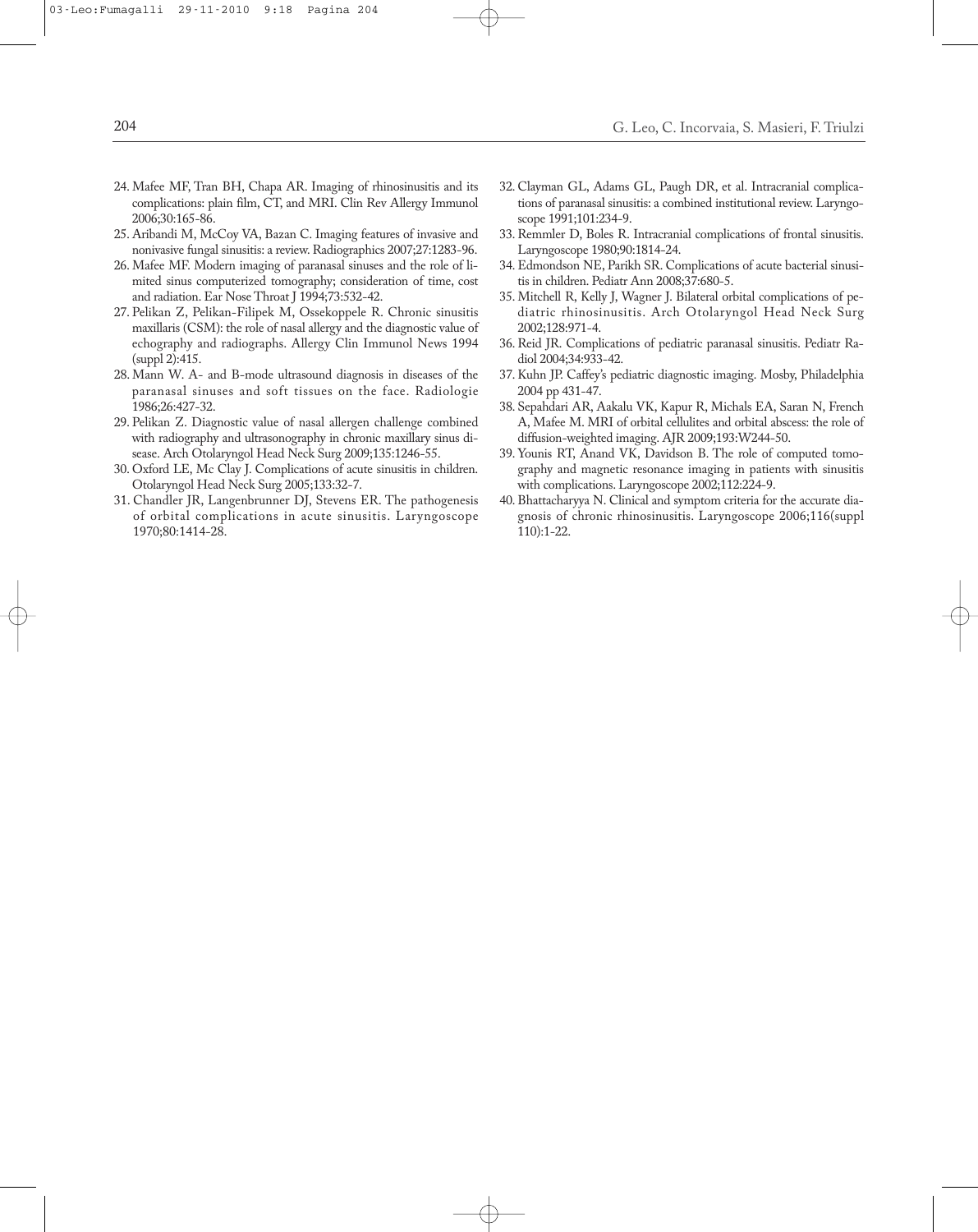24. Mafee MF, Tran BH, Chapa AR. Imaging of rhinosinusitis and its complications: plain film, CT, and MRI. Clin Rev Allergy Immunol 2006;30:165-86.
25. Aribandi M, McCoy VA, Bazan C. Imaging features of invasive and nonivasive fungal sinusitis: a review. Radiographics 2007;27:1283-96.
26. Mafee MF. Modern imaging of paranasal sinuses and the role of limited sinus computerized tomography; consideration of time, cost and radiation. Ear Nose Throat J 1994;73:532-42.
27. Pelikan Z, Pelikan-Filipek M, Ossekoppele R. Chronic sinusitis maxillaris (CSM): the role of nasal allergy and the diagnostic value of echography and radiographs. Allergy Clin Immunol News 1994 (suppl 2):415.
28. Mann W. A- and B-mode ultrasound diagnosis in diseases of the paranasal sinuses and soft tissues on the face. Radiologie 1986;26:427-32.
29. Pelikan Z. Diagnostic value of nasal allergen challenge combined with radiography and ultrasonography in chronic maxillary sinus disease. Arch Otolaryngol Head Neck Surg 2009;135:1246-55.
30. Oxford LE, Mc Clay J. Complications of acute sinusitis in children. Otolaryngol Head Neck Surg 2005;133:32-7.
31. Chandler JR, Langenbrunner DJ, Stevens ER. The pathogenesis of orbital complications in acute sinusitis. Laryngoscope 1970;80:1414-28.
32. Clayman GL, Adams GL, Paugh DR, et al. Intracranial complications of paranasal sinusitis: a combined institutional review. Laryngoscope 1991;101:234-9.
33. Remmler D, Boles R. Intracranial complications of frontal sinusitis. Laryngoscope 1980;90:1814-24.
34. Edmondson NE, Parikh SR. Complications of acute bacterial sinusitis in children. Pediatr Ann 2008;37:680-5.
35. Mitchell R, Kelly J, Wagner J. Bilateral orbital complications of pediatric rhinosinusitis. Arch Otolaryngol Head Neck Surg 2002;128:971-4.
36. Reid JR. Complications of pediatric paranasal sinusitis. Pediatr Radiol 2004;34:933-42.
37. Kuhn JP. Caffey's pediatric diagnostic imaging. Mosby, Philadelphia 2004 pp 431-47.
38. Sepahdari AR, Aakalu VK, Kapur R, Michals EA, Saran N, French A, Mafee M. MRI of orbital cellulites and orbital abscess: the role of diffusion-weighted imaging. AJR 2009;193:W244-50.
39. Younis RT, Anand VK, Davidson B. The role of computed tomography and magnetic resonance imaging in patients with sinusitis with complications. Laryngoscope 2002;112:224-9.
40. Bhattacharyya N. Clinical and symptom criteria for the accurate diagnosis of chronic rhinosinusitis. Laryngoscope 2006;116(suppl 110):1-22.